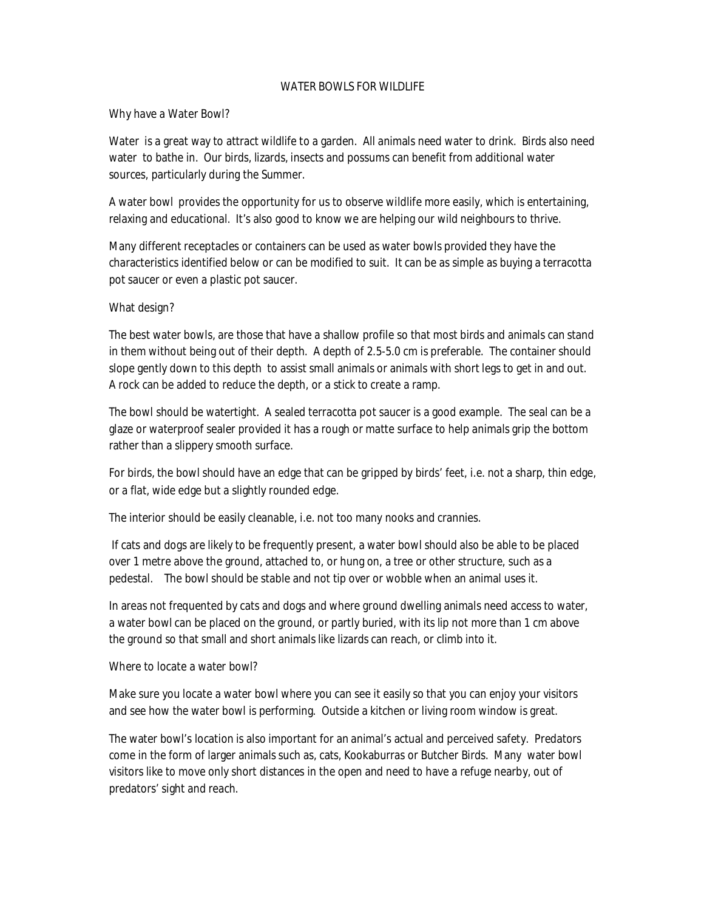# WATER BOWLS FOR WILDLIFE

## Why have a Water Bowl?

Water is a great way to attract wildlife to a garden. All animals need water to drink. Birds also need water to bathe in. Our birds, lizards, insects and possums can benefit from additional water sources, particularly during the Summer.

A water bowl provides the opportunity for us to observe wildlife more easily, which is entertaining, relaxing and educational. It's also good to know we are helping our wild neighbours to thrive.

Many different receptacles or containers can be used as water bowls provided they have the characteristics identified below or can be modified to suit. It can be as simple as buying a terracotta pot saucer or even a plastic pot saucer.

## What design?

The best water bowls, are those that have a shallow profile so that most birds and animals can stand in them without being out of their depth. A depth of 2.5-5.0 cm is preferable. The container should slope gently down to this depth to assist small animals or animals with short legs to get in and out. A rock can be added to reduce the depth, or a stick to create a ramp.

The bowl should be watertight. A sealed terracotta pot saucer is a good example. The seal can be a glaze or waterproof sealer provided it has a rough or matte surface to help animals grip the bottom rather than a slippery smooth surface.

For birds, the bowl should have an edge that can be gripped by birds' feet, i.e. not a sharp, thin edge, or a flat, wide edge but a slightly rounded edge.

The interior should be easily cleanable, i.e. not too many nooks and crannies.

If cats and dogs are likely to be frequently present, a water bowl should also be able to be placed over 1 metre above the ground, attached to, or hung on, a tree or other structure, such as a pedestal. The bowl should be stable and not tip over or wobble when an animal uses it.

In areas not frequented by cats and dogs and where ground dwelling animals need access to water, a water bowl can be placed on the ground, or partly buried, with its lip not more than 1 cm above the ground so that small and short animals like lizards can reach, or climb into it.

## Where to locate a water bowl?

Make sure you locate a water bowl where you can see it easily so that you can enjoy your visitors and see how the water bowl is performing. Outside a kitchen or living room window is great.

The water bowl's location is also important for an animal's actual and perceived safety. Predators come in the form of larger animals such as, cats, Kookaburras or Butcher Birds. Many water bowl visitors like to move only short distances in the open and need to have a refuge nearby, out of predators' sight and reach.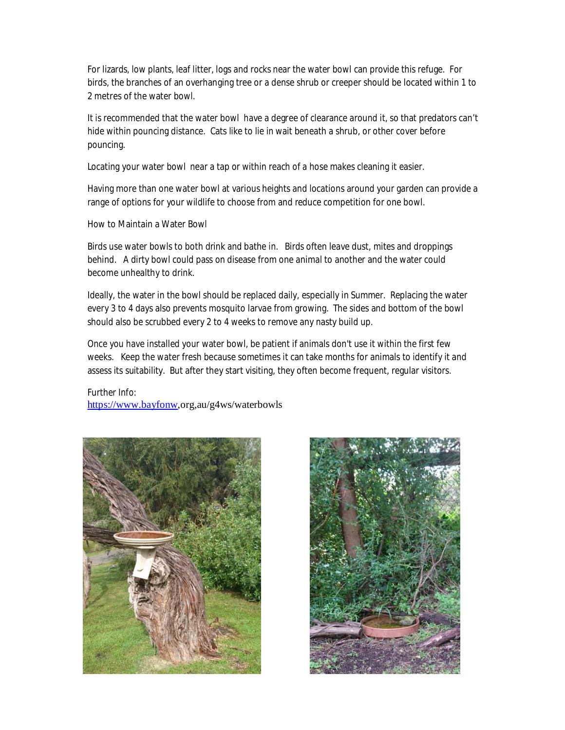For lizards, low plants, leaf litter, logs and rocks near the water bowl can provide this refuge. For birds, the branches of an overhanging tree or a dense shrub or creeper should be located within 1 to 2 metres of the water bowl.

It is recommended that the water bowl have a degree of clearance around it, so that predators can't hide within pouncing distance. Cats like to lie in wait beneath a shrub, or other cover before pouncing.

Locating your water bowl near a tap or within reach of a hose makes cleaning it easier.

Having more than one water bowl at various heights and locations around your garden can provide a range of options for your wildlife to choose from and reduce competition for one bowl.

How to Maintain a Water Bowl

Birds use water bowls to both drink and bathe in. Birds often leave dust, mites and droppings behind. A dirty bowl could pass on disease from one animal to another and the water could become unhealthy to drink.

Ideally, the water in the bowl should be replaced daily, especially in Summer. Replacing the water every 3 to 4 days also prevents mosquito larvae from growing. The sides and bottom of the bowl should also be scrubbed every 2 to 4 weeks to remove any nasty build up.

Once you have installed your water bowl, be patient if animals don't use it within the first few weeks. Keep the water fresh because sometimes it can take months for animals to identify it and assess its suitability. But after they start visiting, they often become frequent, regular visitors.

Further Info:
https://www.bayfonw,org,au/g4ws/waterbowls